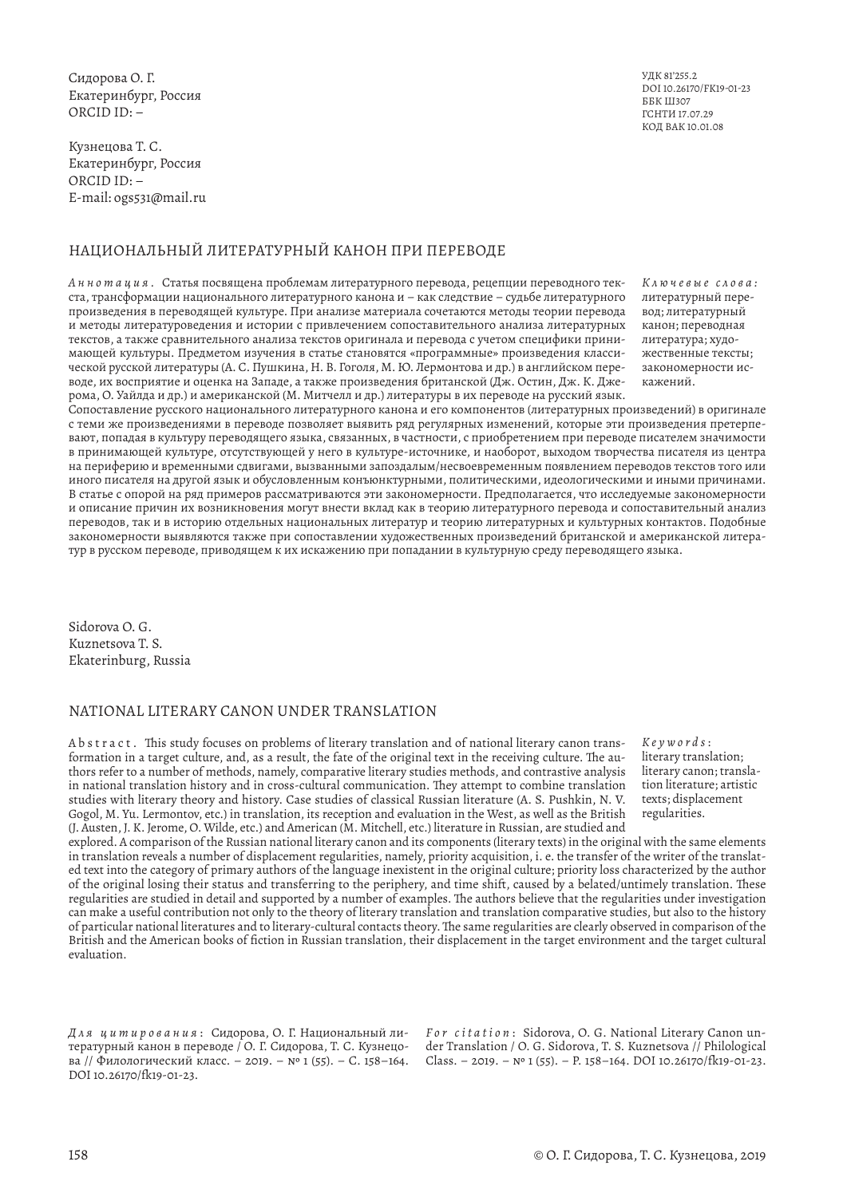Сидорова О. Г.
Екатеринбург, Россия
ORCID ID: –

Кузнецова Т. С.
Екатеринбург, Россия
ORCID ID: –
E-mail: ogs531@mail.ru

УДК 81'255.2
DOI 10.26170/FK19-01-23
ББК Ш307
ГСНТИ 17.07.29
КОД ВАК 10.01.08

# НАЦИОНАЛЬНЫЙ ЛИТЕРАТУРНЫЙ КАНОН ПРИ ПЕРЕВОДЕ

*Аннотация*. Статья посвящена проблемам литературного перевода, рецепции переводного текста, трансформации национального литературного канона и – как следствие – судьбе литературного произведения в переводящей культуре. При анализе материала сочетаются методы теории перевода и методы литературоведения и истории с привлечением сопоставительного анализа литературных текстов, а также сравнительного анализа текстов оригинала и перевода с учетом специфики принимающей культуры. Предметом изучения в статье становятся «программные» произведения классической русской литературы (А. С. Пушкина, Н. В. Гоголя, М. Ю. Лермонтова и др.) в английском переводе, их восприятие и оценка на Западе, а также произведения британской (Дж. Остин, Дж. К. Джерома, О. Уайлда и др.) и американской (М. Митчелл и др.) литературы в их переводе на русский язык. Сопоставление русского национального литературного канона и его компонентов (литературных произведений) в оригинале с теми же произведениями в переводе позволяет выявить ряд регулярных изменений, которые эти произведения претерпевают, попадая в культуру переводящего языка, связанных, в частности, с приобретением при переводе писателем значимости в принимающей культуре, отсутствующей у него в культуре-источнике, и наоборот, выходом творчества писателя из центра на периферию и временными сдвигами, вызванными запоздалым/несвоевременным появлением переводов текстов того или иного писателя на другой язык и обусловленным конъюнктурными, политическими, идеологическими и иными причинами. В статье с опорой на ряд примеров рассматриваются эти закономерности. Предполагается, что исследуемые закономерности и описание причин их возникновения могут внести вклад как в теорию литературного перевода и сопоставительный анализ переводов, так и в историю отдельных национальных литератур и теорию литературных и культурных контактов. Подобные закономерности выявляются также при сопоставлении художественных произведений британской и американской литератур в русском переводе, приводящем к их искажению при попадании в культурную среду переводящего языка.

*Ключевые слова:* литературный перевод; литературный канон; переводная литература; художественные тексты; закономерности искажений.

Sidorova O. G.
Kuznetsova T. S.
Ekaterinburg, Russia

# NATIONAL LITERARY CANON UNDER TRANSLATION

*Abstract*. This study focuses on problems of literary translation and of national literary canon transformation in a target culture, and, as a result, the fate of the original text in the receiving culture. The authors refer to a number of methods, namely, comparative literary studies methods, and contrastive analysis in national translation history and in cross-cultural communication. They attempt to combine translation studies with literary theory and history. Case studies of classical Russian literature (A. S. Pushkin, N. V. Gogol, M. Yu. Lermontov, etc.) in translation, its reception and evaluation in the West, as well as the British (J. Austen, J. K. Jerome, O. Wilde, etc.) and American (M. Mitchell, etc.) literature in Russian, are studied and explored. A comparison of the Russian national literary canon and its components (literary texts) in the original with the same elements in translation reveals a number of displacement regularities, namely, priority acquisition, i. e. the transfer of the writer of the translated text into the category of primary authors of the language inexistent in the original culture; priority loss characterized by the author of the original losing their status and transferring to the periphery, and time shift, caused by a belated/untimely translation. These regularities are studied in detail and supported by a number of examples. The authors believe that the regularities under investigation can make a useful contribution not only to the theory of literary translation and translation comparative studies, but also to the history of particular national literatures and to literary-cultural contacts theory. The same regularities are clearly observed in comparison of the British and the American books of fiction in Russian translation, their displacement in the target environment and the target cultural evaluation.

*Keywords*: literary translation; literary canon; translation literature; artistic texts; displacement regularities.

*Для цитирования*: Сидорова, О. Г. Национальный литературный канон в переводе / О. Г. Сидорова, Т. С. Кузнецова // Филологический класс. – 2019. – № 1 (55). – С. 158–164. DOI 10.26170/fk19-01-23.

*For citation*: Sidorova, O. G. National Literary Canon under Translation / O. G. Sidorova, T. S. Kuznetsova // Philological Class. – 2019. – № 1 (55). – P. 158–164. DOI 10.26170/fk19-01-23.

© О. Г. Сидорова, Т. С. Кузнецова, 2019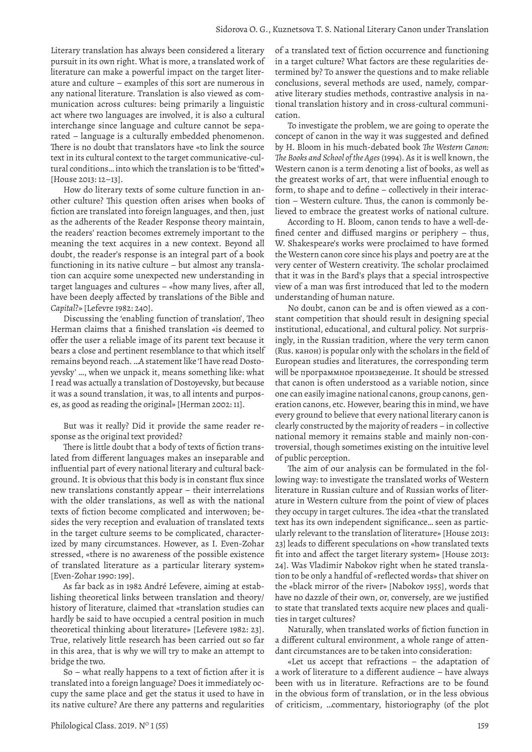Literary translation has always been considered a literary pursuit in its own right. What is more, a translated work of literature can make a powerful impact on the target literature and culture – examples of this sort are numerous in any national literature. Translation is also viewed as communication across cultures: being primarily a linguistic act where two languages are involved, it is also a cultural interchange since language and culture cannot be separated – language is a culturally embedded phenomenon. There is no doubt that translators have «to link the source text in its cultural context to the target communicative-cultural conditions… into which the translation is to be 'fitted'» [House 2013: 12–13].

How do literary texts of some culture function in another culture? This question often arises when books of fiction are translated into foreign languages, and then, just as the adherents of the Reader Response theory maintain, the readers' reaction becomes extremely important to the meaning the text acquires in a new context. Beyond all doubt, the reader's response is an integral part of a book functioning in its native culture – but almost any translation can acquire some unexpected new understanding in target languages and cultures – «how many lives, after all, have been deeply affected by translations of the Bible and *Capital*?» [Lefevre 1982: 240].

Discussing the 'enabling function of translation', Theo Herman claims that a finished translation «is deemed to offer the user a reliable image of its parent text because it bears a close and pertinent resemblance to that which itself remains beyond reach. …A statement like 'I have read Dostoyevsky' …, when we unpack it, means something like: what I read was actually a translation of Dostoyevsky, but because it was a sound translation, it was, to all intents and purposes, as good as reading the original» [Herman 2002: 11].

But was it really? Did it provide the same reader response as the original text provided?

There is little doubt that a body of texts of fiction translated from different languages makes an inseparable and influential part of every national literary and cultural background. It is obvious that this body is in constant flux since new translations constantly appear – their interrelations with the older translations, as well as with the national texts of fiction become complicated and interwoven; besides the very reception and evaluation of translated texts in the target culture seems to be complicated, characterized by many circumstances. However, as I. Even-Zohar stressed, «there is no awareness of the possible existence of translated literature as a particular literary system» [Even-Zohar 1990: 199].

As far back as in 1982 André Lefevere, aiming at establishing theoretical links between translation and theory/history of literature, claimed that «translation studies can hardly be said to have occupied a central position in much theoretical thinking about literature» [Lefevere 1982: 23]. True, relatively little research has been carried out so far in this area, that is why we will try to make an attempt to bridge the two.

So – what really happens to a text of fiction after it is translated into a foreign language? Does it immediately occupy the same place and get the status it used to have in its native culture? Are there any patterns and regularities of a translated text of fiction occurrence and functioning in a target culture? What factors are these regularities determined by? To answer the questions and to make reliable conclusions, several methods are used, namely, comparative literary studies methods, contrastive analysis in national translation history and in cross-cultural communication.

To investigate the problem, we are going to operate the concept of canon in the way it was suggested and defined by H. Bloom in his much-debated book *The Western Canon: The Books and School of the Ages* (1994). As it is well known, the Western canon is a term denoting a list of books, as well as the greatest works of art, that were influential enough to form, to shape and to define – collectively in their interaction – Western culture. Thus, the canon is commonly believed to embrace the greatest works of national culture.

According to H. Bloom, canon tends to have a well-defined center and diffused margins or periphery – thus, W. Shakespeare's works were proclaimed to have formed the Western canon core since his plays and poetry are at the very center of Western creativity. The scholar proclaimed that it was in the Bard's plays that a special introspective view of a man was first introduced that led to the modern understanding of human nature.

No doubt, canon can be and is often viewed as a constant competition that should result in designing special institutional, educational, and cultural policy. Not surprisingly, in the Russian tradition, where the very term canon (Rus. канон) is popular only with the scholars in the field of European studies and literatures, the corresponding term will be программное произведение. It should be stressed that canon is often understood as a variable notion, since one can easily imagine national canons, group canons, generation canons, etc. However, bearing this in mind, we have every ground to believe that every national literary canon is clearly constructed by the majority of readers – in collective national memory it remains stable and mainly non-controversial, though sometimes existing on the intuitive level of public perception.

The aim of our analysis can be formulated in the following way: to investigate the translated works of Western literature in Russian culture and of Russian works of literature in Western culture from the point of view of places they occupy in target cultures. The idea «that the translated text has its own independent significance… seen as particularly relevant to the translation of literature» [House 2013: 23] leads to different speculations on «how translated texts fit into and affect the target literary system» [House 2013: 24]. Was Vladimir Nabokov right when he stated translation to be only a handful of «reflected words» that shiver on the «black mirror of the river» [Nabokov 1955], words that have no dazzle of their own, or, conversely, are we justified to state that translated texts acquire new places and qualities in target cultures?

Naturally, when translated works of fiction function in a different cultural environment, a whole range of attendant circumstances are to be taken into consideration:

«Let us accept that refractions – the adaptation of a work of literature to a different audience – have always been with us in literature. Refractions are to be found in the obvious form of translation, or in the less obvious of criticism, …commentary, historiography (of the plot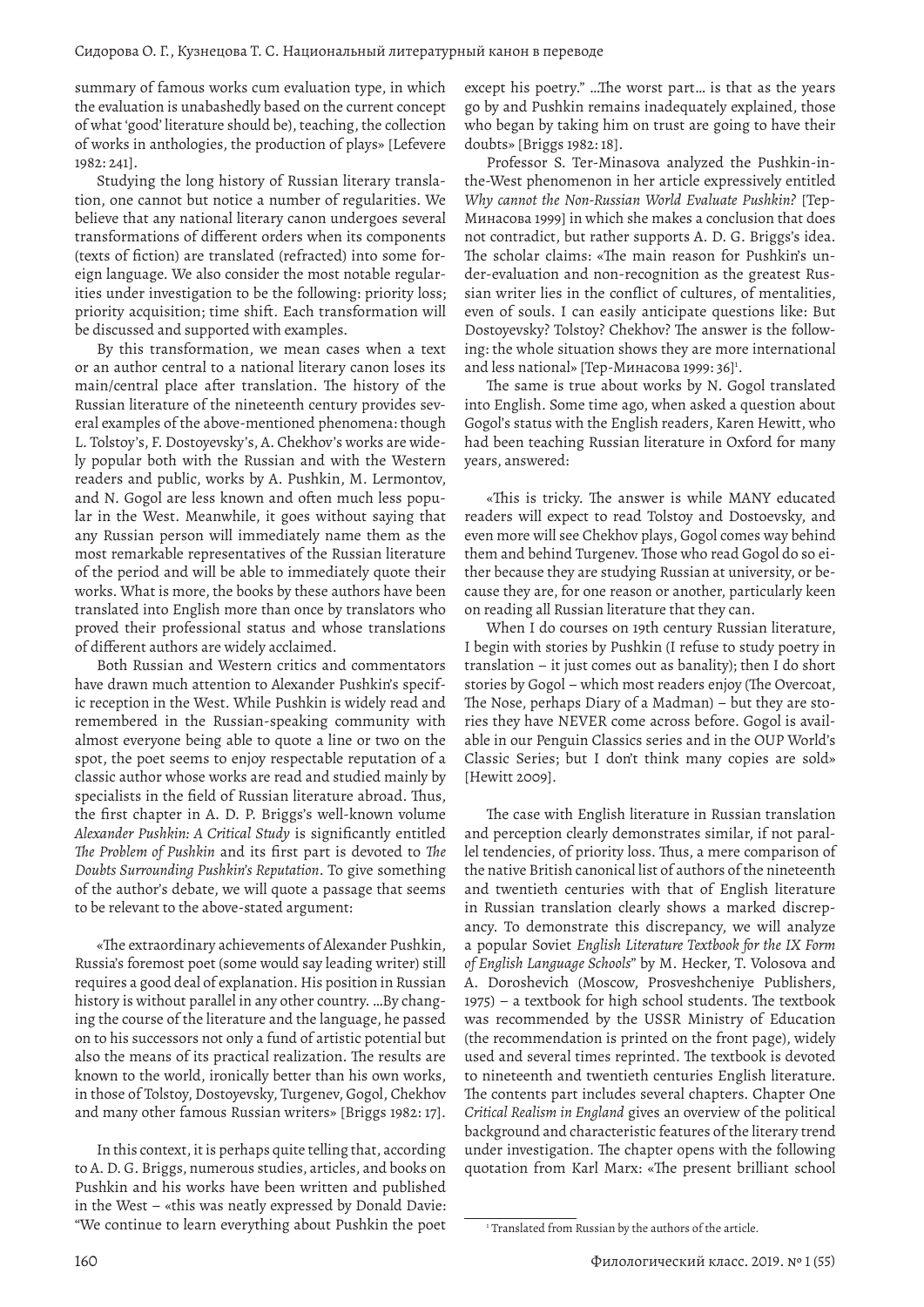summary of famous works cum evaluation type, in which the evaluation is unabashedly based on the current concept of what 'good' literature should be), teaching, the collection of works in anthologies, the production of plays» [Lefevere 1982: 241].

Studying the long history of Russian literary translation, one cannot but notice a number of regularities. We believe that any national literary canon undergoes several transformations of different orders when its components (texts of fiction) are translated (refracted) into some foreign language. We also consider the most notable regularities under investigation to be the following: priority loss; priority acquisition; time shift. Each transformation will be discussed and supported with examples.

By this transformation, we mean cases when a text or an author central to a national literary canon loses its main/central place after translation. The history of the Russian literature of the nineteenth century provides several examples of the above-mentioned phenomena: though L. Tolstoy's, F. Dostoyevsky's, A. Chekhov's works are widely popular both with the Russian and with the Western readers and public, works by A. Pushkin, M. Lermontov, and N. Gogol are less known and often much less popular in the West. Meanwhile, it goes without saying that any Russian person will immediately name them as the most remarkable representatives of the Russian literature of the period and will be able to immediately quote their works. What is more, the books by these authors have been translated into English more than once by translators who proved their professional status and whose translations of different authors are widely acclaimed.

Both Russian and Western critics and commentators have drawn much attention to Alexander Pushkin's specific reception in the West. While Pushkin is widely read and remembered in the Russian-speaking community with almost everyone being able to quote a line or two on the spot, the poet seems to enjoy respectable reputation of a classic author whose works are read and studied mainly by specialists in the field of Russian literature abroad. Thus, the first chapter in A. D. P. Briggs's well-known volume *Alexander Pushkin: A Critical Study* is significantly entitled *The Problem of Pushkin* and its first part is devoted to *The Doubts Surrounding Pushkin's Reputation*. To give something of the author's debate, we will quote a passage that seems to be relevant to the above-stated argument:

> «The extraordinary achievements of Alexander Pushkin, Russia's foremost poet (some would say leading writer) still requires a good deal of explanation. His position in Russian history is without parallel in any other country. …By changing the course of the literature and the language, he passed on to his successors not only a fund of artistic potential but also the means of its practical realization. The results are known to the world, ironically better than his own works, in those of Tolstoy, Dostoyevsky, Turgenev, Gogol, Chekhov and many other famous Russian writers» [Briggs 1982: 17].

In this context, it is perhaps quite telling that, according to A. D. G. Briggs, numerous studies, articles, and books on Pushkin and his works have been written and published in the West – «this was neatly expressed by Donald Davie: "We continue to learn everything about Pushkin the poet except his poetry." …The worst part… is that as the years go by and Pushkin remains inadequately explained, those who began by taking him on trust are going to have their doubts» [Briggs 1982: 18].

Professor S. Ter-Minasova analyzed the Pushkin-in-the-West phenomenon in her article expressively entitled *Why cannot the Non-Russian World Evaluate Pushkin?* [Тер-Минасова 1999] in which she makes a conclusion that does not contradict, but rather supports A. D. G. Briggs's idea. The scholar claims: «The main reason for Pushkin's under-evaluation and non-recognition as the greatest Russian writer lies in the conflict of cultures, of mentalities, even of souls. I can easily anticipate questions like: But Dostoyevsky? Tolstoy? Chekhov? The answer is the following: the whole situation shows they are more international and less national» [Тер-Минасова 1999: 36][1].

The same is true about works by N. Gogol translated into English. Some time ago, when asked a question about Gogol's status with the English readers, Karen Hewitt, who had been teaching Russian literature in Oxford for many years, answered:

> «This is tricky. The answer is while MANY educated readers will expect to read Tolstoy and Dostoevsky, and even more will see Chekhov plays, Gogol comes way behind them and behind Turgenev. Those who read Gogol do so either because they are studying Russian at university, or because they are, for one reason or another, particularly keen on reading all Russian literature that they can.
>
> When I do courses on 19th century Russian literature, I begin with stories by Pushkin (I refuse to study poetry in translation – it just comes out as banality); then I do short stories by Gogol – which most readers enjoy (The Overcoat, The Nose, perhaps Diary of a Madman) – but they are stories they have NEVER come across before. Gogol is available in our Penguin Classics series and in the OUP World's Classic Series; but I don't think many copies are sold» [Hewitt 2009].

The case with English literature in Russian translation and perception clearly demonstrates similar, if not parallel tendencies, of priority loss. Thus, a mere comparison of the native British canonical list of authors of the nineteenth and twentieth centuries with that of English literature in Russian translation clearly shows a marked discrepancy. To demonstrate this discrepancy, we will analyze a popular Soviet *English Literature Textbook for the IX Form of English Language Schools*" by M. Hecker, T. Volosova and A. Doroshevich (Moscow, Prosveshcheniye Publishers, 1975) – a textbook for high school students. The textbook was recommended by the USSR Ministry of Education (the recommendation is printed on the front page), widely used and several times reprinted. The textbook is devoted to nineteenth and twentieth centuries English literature. The contents part includes several chapters. Chapter One *Critical Realism in England* gives an overview of the political background and characteristic features of the literary trend under investigation. The chapter opens with the following quotation from Karl Marx: «The present brilliant school

---

[1] Translated from Russian by the authors of the article.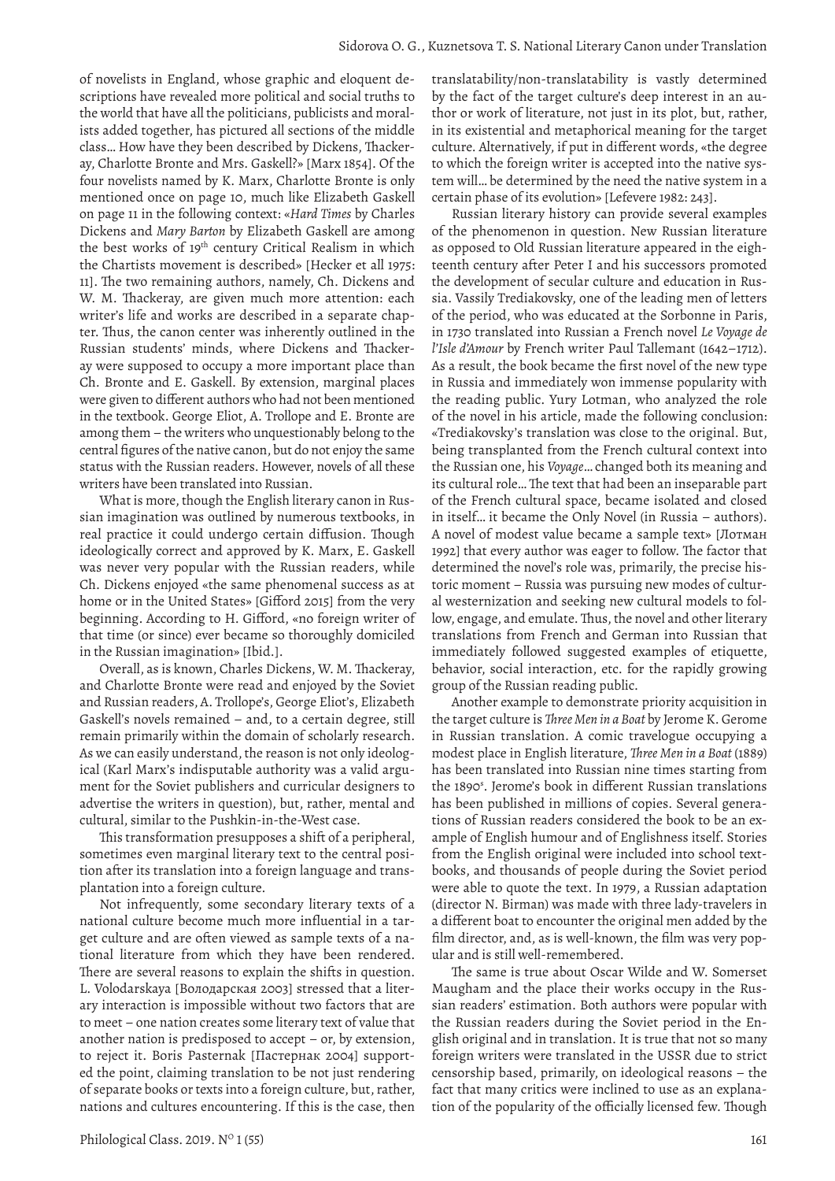of novelists in England, whose graphic and eloquent descriptions have revealed more political and social truths to the world that have all the politicians, publicists and moralists added together, has pictured all sections of the middle class… How have they been described by Dickens, Thackeray, Charlotte Bronte and Mrs. Gaskell?» [Marx 1854]. Of the four novelists named by K. Marx, Charlotte Bronte is only mentioned once on page 10, much like Elizabeth Gaskell on page 11 in the following context: «*Hard Times* by Charles Dickens and *Mary Barton* by Elizabeth Gaskell are among the best works of 19th century Critical Realism in which the Chartists movement is described» [Hecker et all 1975: 11]. The two remaining authors, namely, Ch. Dickens and W. M. Thackeray, are given much more attention: each writer's life and works are described in a separate chapter. Thus, the canon center was inherently outlined in the Russian students' minds, where Dickens and Thackeray were supposed to occupy a more important place than Ch. Bronte and E. Gaskell. By extension, marginal places were given to different authors who had not been mentioned in the textbook. George Eliot, A. Trollope and E. Bronte are among them – the writers who unquestionably belong to the central figures of the native canon, but do not enjoy the same status with the Russian readers. However, novels of all these writers have been translated into Russian.

What is more, though the English literary canon in Russian imagination was outlined by numerous textbooks, in real practice it could undergo certain diffusion. Though ideologically correct and approved by K. Marx, E. Gaskell was never very popular with the Russian readers, while Ch. Dickens enjoyed «the same phenomenal success as at home or in the United States» [Gifford 2015] from the very beginning. According to H. Gifford, «no foreign writer of that time (or since) ever became so thoroughly domiciled in the Russian imagination» [Ibid.].

Overall, as is known, Charles Dickens, W. M. Thackeray, and Charlotte Bronte were read and enjoyed by the Soviet and Russian readers, A. Trollope's, George Eliot's, Elizabeth Gaskell's novels remained – and, to a certain degree, still remain primarily within the domain of scholarly research. As we can easily understand, the reason is not only ideological (Karl Marx's indisputable authority was a valid argument for the Soviet publishers and curricular designers to advertise the writers in question), but, rather, mental and cultural, similar to the Pushkin-in-the-West case.

This transformation presupposes a shift of a peripheral, sometimes even marginal literary text to the central position after its translation into a foreign language and transplantation into a foreign culture.

Not infrequently, some secondary literary texts of a national culture become much more influential in a target culture and are often viewed as sample texts of a national literature from which they have been rendered. There are several reasons to explain the shifts in question. L. Volodarskaya [Володарская 2003] stressed that a literary interaction is impossible without two factors that are to meet – one nation creates some literary text of value that another nation is predisposed to accept – or, by extension, to reject it. Boris Pasternak [Пастернак 2004] supported the point, claiming translation to be not just rendering of separate books or texts into a foreign culture, but, rather, nations and cultures encountering. If this is the case, then translatability/non-translatability is vastly determined by the fact of the target culture's deep interest in an author or work of literature, not just in its plot, but, rather, in its existential and metaphorical meaning for the target culture. Alternatively, if put in different words, «the degree to which the foreign writer is accepted into the native system will… be determined by the need the native system in a certain phase of its evolution» [Lefevere 1982: 243].

Russian literary history can provide several examples of the phenomenon in question. New Russian literature as opposed to Old Russian literature appeared in the eighteenth century after Peter I and his successors promoted the development of secular culture and education in Russia. Vassily Trediakovsky, one of the leading men of letters of the period, who was educated at the Sorbonne in Paris, in 1730 translated into Russian a French novel *Le Voyage de l'Isle d'Amour* by French writer Paul Tallemant (1642–1712). As a result, the book became the first novel of the new type in Russia and immediately won immense popularity with the reading public. Yury Lotman, who analyzed the role of the novel in his article, made the following conclusion: «Trediakovsky's translation was close to the original. But, being transplanted from the French cultural context into the Russian one, his *Voyage*… changed both its meaning and its cultural role… The text that had been an inseparable part of the French cultural space, became isolated and closed in itself… it became the Only Novel (in Russia – authors). A novel of modest value became a sample text» [Лотман 1992] that every author was eager to follow. The factor that determined the novel's role was, primarily, the precise historic moment – Russia was pursuing new modes of cultural westernization and seeking new cultural models to follow, engage, and emulate. Thus, the novel and other literary translations from French and German into Russian that immediately followed suggested examples of etiquette, behavior, social interaction, etc. for the rapidly growing group of the Russian reading public.

Another example to demonstrate priority acquisition in the target culture is *Three Men in a Boat* by Jerome K. Gerome in Russian translation. A comic travelogue occupying a modest place in English literature, *Three Men in a Boat* (1889) has been translated into Russian nine times starting from the 1890s. Jerome's book in different Russian translations has been published in millions of copies. Several generations of Russian readers considered the book to be an example of English humour and of Englishness itself. Stories from the English original were included into school textbooks, and thousands of people during the Soviet period were able to quote the text. In 1979, a Russian adaptation (director N. Birman) was made with three lady-travelers in a different boat to encounter the original men added by the film director, and, as is well-known, the film was very popular and is still well-remembered.

The same is true about Oscar Wilde and W. Somerset Maugham and the place their works occupy in the Russian readers' estimation. Both authors were popular with the Russian readers during the Soviet period in the English original and in translation. It is true that not so many foreign writers were translated in the USSR due to strict censorship based, primarily, on ideological reasons – the fact that many critics were inclined to use as an explanation of the popularity of the officially licensed few. Though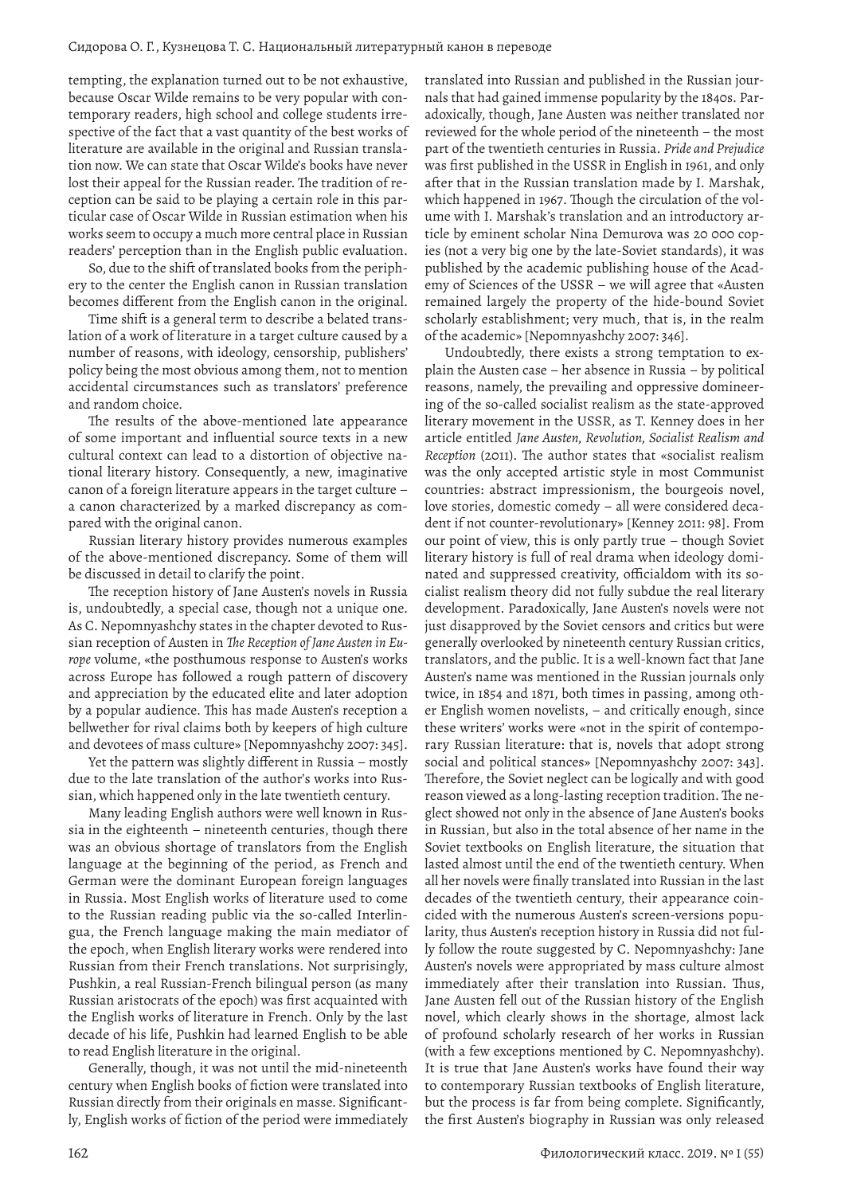tempting, the explanation turned out to be not exhaustive, because Oscar Wilde remains to be very popular with contemporary readers, high school and college students irrespective of the fact that a vast quantity of the best works of literature are available in the original and Russian translation now. We can state that Oscar Wilde's books have never lost their appeal for the Russian reader. The tradition of reception can be said to be playing a certain role in this particular case of Oscar Wilde in Russian estimation when his works seem to occupy a much more central place in Russian readers' perception than in the English public evaluation.

So, due to the shift of translated books from the periphery to the center the English canon in Russian translation becomes different from the English canon in the original.

Time shift is a general term to describe a belated translation of a work of literature in a target culture caused by a number of reasons, with ideology, censorship, publishers' policy being the most obvious among them, not to mention accidental circumstances such as translators' preference and random choice.

The results of the above-mentioned late appearance of some important and influential source texts in a new cultural context can lead to a distortion of objective national literary history. Consequently, a new, imaginative canon of a foreign literature appears in the target culture – a canon characterized by a marked discrepancy as compared with the original canon.

Russian literary history provides numerous examples of the above-mentioned discrepancy. Some of them will be discussed in detail to clarify the point.

The reception history of Jane Austen's novels in Russia is, undoubtedly, a special case, though not a unique one. As C. Nepomnyashchy states in the chapter devoted to Russian reception of Austen in *The Reception of Jane Austen in Europe* volume, «the posthumous response to Austen's works across Europe has followed a rough pattern of discovery and appreciation by the educated elite and later adoption by a popular audience. This has made Austen's reception a bellwether for rival claims both by keepers of high culture and devotees of mass culture» [Nepomnyashchy 2007: 345].

Yet the pattern was slightly different in Russia – mostly due to the late translation of the author's works into Russian, which happened only in the late twentieth century.

Many leading English authors were well known in Russia in the eighteenth – nineteenth centuries, though there was an obvious shortage of translators from the English language at the beginning of the period, as French and German were the dominant European foreign languages in Russia. Most English works of literature used to come to the Russian reading public via the so-called Interlingua, the French language making the main mediator of the epoch, when English literary works were rendered into Russian from their French translations. Not surprisingly, Pushkin, a real Russian-French bilingual person (as many Russian aristocrats of the epoch) was first acquainted with the English works of literature in French. Only by the last decade of his life, Pushkin had learned English to be able to read English literature in the original.

Generally, though, it was not until the mid-nineteenth century when English books of fiction were translated into Russian directly from their originals en masse. Significantly, English works of fiction of the period were immediately translated into Russian and published in the Russian journals that had gained immense popularity by the 1840s. Paradoxically, though, Jane Austen was neither translated nor reviewed for the whole period of the nineteenth – the most part of the twentieth centuries in Russia. *Pride and Prejudice* was first published in the USSR in English in 1961, and only after that in the Russian translation made by I. Marshak, which happened in 1967. Though the circulation of the volume with I. Marshak's translation and an introductory article by eminent scholar Nina Demurova was 20 000 copies (not a very big one by the late-Soviet standards), it was published by the academic publishing house of the Academy of Sciences of the USSR – we will agree that «Austen remained largely the property of the hide-bound Soviet scholarly establishment; very much, that is, in the realm of the academic» [Nepomnyashchy 2007: 346].

Undoubtedly, there exists a strong temptation to explain the Austen case – her absence in Russia – by political reasons, namely, the prevailing and oppressive domineering of the so-called socialist realism as the state-approved literary movement in the USSR, as T. Kenney does in her article entitled *Jane Austen, Revolution, Socialist Realism and Reception* (2011). The author states that «socialist realism was the only accepted artistic style in most Communist countries: abstract impressionism, the bourgeois novel, love stories, domestic comedy – all were considered decadent if not counter-revolutionary» [Kenney 2011: 98]. From our point of view, this is only partly true – though Soviet literary history is full of real drama when ideology dominated and suppressed creativity, officialdom with its socialist realism theory did not fully subdue the real literary development. Paradoxically, Jane Austen's novels were not just disapproved by the Soviet censors and critics but were generally overlooked by nineteenth century Russian critics, translators, and the public. It is a well-known fact that Jane Austen's name was mentioned in the Russian journals only twice, in 1854 and 1871, both times in passing, among other English women novelists, – and critically enough, since these writers' works were «not in the spirit of contemporary Russian literature: that is, novels that adopt strong social and political stances» [Nepomnyashchy 2007: 343]. Therefore, the Soviet neglect can be logically and with good reason viewed as a long-lasting reception tradition. The neglect showed not only in the absence of Jane Austen's books in Russian, but also in the total absence of her name in the Soviet textbooks on English literature, the situation that lasted almost until the end of the twentieth century. When all her novels were finally translated into Russian in the last decades of the twentieth century, their appearance coincided with the numerous Austen's screen-versions popularity, thus Austen's reception history in Russia did not fully follow the route suggested by C. Nepomnyashchy: Jane Austen's novels were appropriated by mass culture almost immediately after their translation into Russian. Thus, Jane Austen fell out of the Russian history of the English novel, which clearly shows in the shortage, almost lack of profound scholarly research of her works in Russian (with a few exceptions mentioned by C. Nepomnyashchy). It is true that Jane Austen's works have found their way to contemporary Russian textbooks of English literature, but the process is far from being complete. Significantly, the first Austen's biography in Russian was only released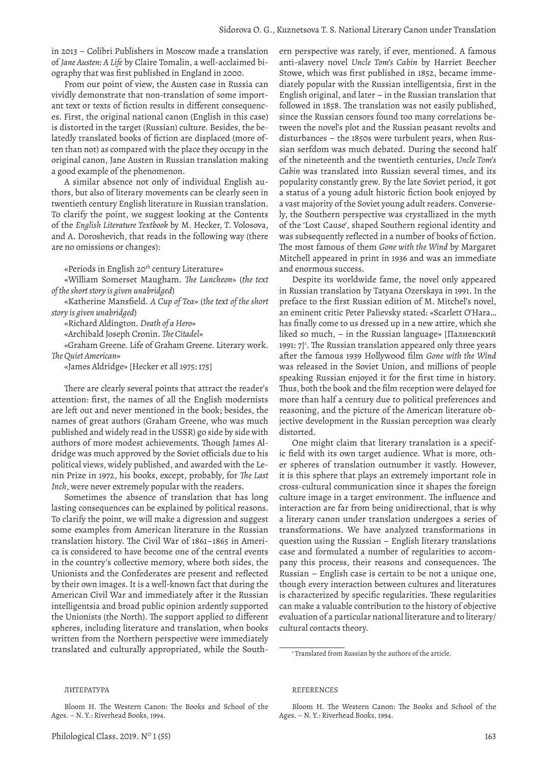in 2013 – Colibri Publishers in Moscow made a translation of *Jane Austen: A Life* by Claire Tomalin, a well-acclaimed biography that was first published in England in 2000.

From our point of view, the Austen case in Russia can vividly demonstrate that non-translation of some important text or texts of fiction results in different consequences. First, the original national canon (English in this case) is distorted in the target (Russian) culture. Besides, the belatedly translated books of fiction are displaced (more often than not) as compared with the place they occupy in the original canon, Jane Austen in Russian translation making a good example of the phenomenon.

A similar absence not only of individual English authors, but also of literary movements can be clearly seen in twentieth century English literature in Russian translation. To clarify the point, we suggest looking at the Contents of the *English Literature Textbook* by M. Hecker, T. Volosova, and A. Doroshevich, that reads in the following way (there are no omissions or changes):

«Periods in English 20th century Literature»

«William Somerset Maugham. *The Luncheon*» (*the text of the short story is given unabridged*)

«Katherine Mansfield. *A Cup of Tea*» (*the text of the short story is given unabridged*)

«Richard Aldington. *Death of a Hero*»

«Archibald Joseph Cronin. *The Citadel*»

«Graham Greene. Life of Graham Greene. Literary work. *The Quiet American*»

«James Aldridge» [Hecker et all 1975: 175]

There are clearly several points that attract the reader's attention: first, the names of all the English modernists are left out and never mentioned in the book; besides, the names of great authors (Graham Greene, who was much published and widely read in the USSR) go side by side with authors of more modest achievements. Though James Aldridge was much approved by the Soviet officials due to his political views, widely published, and awarded with the Lenin Prize in 1972, his books, except, probably, for *The Last Inch*, were never extremely popular with the readers.

Sometimes the absence of translation that has long lasting consequences can be explained by political reasons. To clarify the point, we will make a digression and suggest some examples from American literature in the Russian translation history. The Civil War of 1861–1865 in America is considered to have become one of the central events in the country's collective memory, where both sides, the Unionists and the Confederates are present and reflected by their own images. It is a well-known fact that during the American Civil War and immediately after it the Russian intelligentsia and broad public opinion ardently supported the Unionists (the North). The support applied to different spheres, including literature and translation, when books written from the Northern perspective were immediately translated and culturally appropriated, while the Southern perspective was rarely, if ever, mentioned. A famous anti-slavery novel *Uncle Tom's Cabin* by Harriet Beecher Stowe, which was first published in 1852, became immediately popular with the Russian intelligentsia, first in the English original, and later – in the Russian translation that followed in 1858. The translation was not easily published, since the Russian censors found too many correlations between the novel's plot and the Russian peasant revolts and disturbances – the 1850s were turbulent years, when Russian serfdom was much debated. During the second half of the nineteenth and the twentieth centuries, *Uncle Tom's Cabin* was translated into Russian several times, and its popularity constantly grew. By the late Soviet period, it got a status of a young adult historic fiction book enjoyed by a vast majority of the Soviet young adult readers. Conversely, the Southern perspective was crystallized in the myth of the 'Lost Cause', shaped Southern regional identity and was subsequently reflected in a number of books of fiction. The most famous of them *Gone with the Wind* by Margaret Mitchell appeared in print in 1936 and was an immediate and enormous success.

Despite its worldwide fame, the novel only appeared in Russian translation by Tatyana Ozerskaya in 1991. In the preface to the first Russian edition of M. Mitchel's novel, an eminent critic Peter Palievsky stated: «Scarlett O'Hara… has finally come to us dressed up in a new attire, which she liked so much, – in the Russian language» [Палиевский 1991: 7][1]. The Russian translation appeared only three years after the famous 1939 Hollywood film *Gone with the Wind* was released in the Soviet Union, and millions of people speaking Russian enjoyed it for the first time in history. Thus, both the book and the film reception were delayed for more than half a century due to political preferences and reasoning, and the picture of the American literature objective development in the Russian perception was clearly distorted.

One might claim that literary translation is a specific field with its own target audience. What is more, other spheres of translation outnumber it vastly. However, it is this sphere that plays an extremely important role in cross-cultural communication since it shapes the foreign culture image in a target environment. The influence and interaction are far from being unidirectional, that is why a literary canon under translation undergoes a series of transformations. We have analyzed transformations in question using the Russian – English literary translations case and formulated a number of regularities to accompany this process, their reasons and consequences. The Russian – English case is certain to be not a unique one, though every interaction between cultures and literatures is characterized by specific regularities. These regularities can make a valuable contribution to the history of objective evaluation of a particular national literature and to literary/cultural contacts theory.

[1] Translated from Russian by the authors of the article.

ЛИТЕРАТУРА

Bloom H. The Western Canon: The Books and School of the Ages. – N. Y.: Riverhead Books, 1994.

REFERENCES

Bloom H. The Western Canon: The Books and School of the Ages. – N. Y.: Riverhead Books, 1994.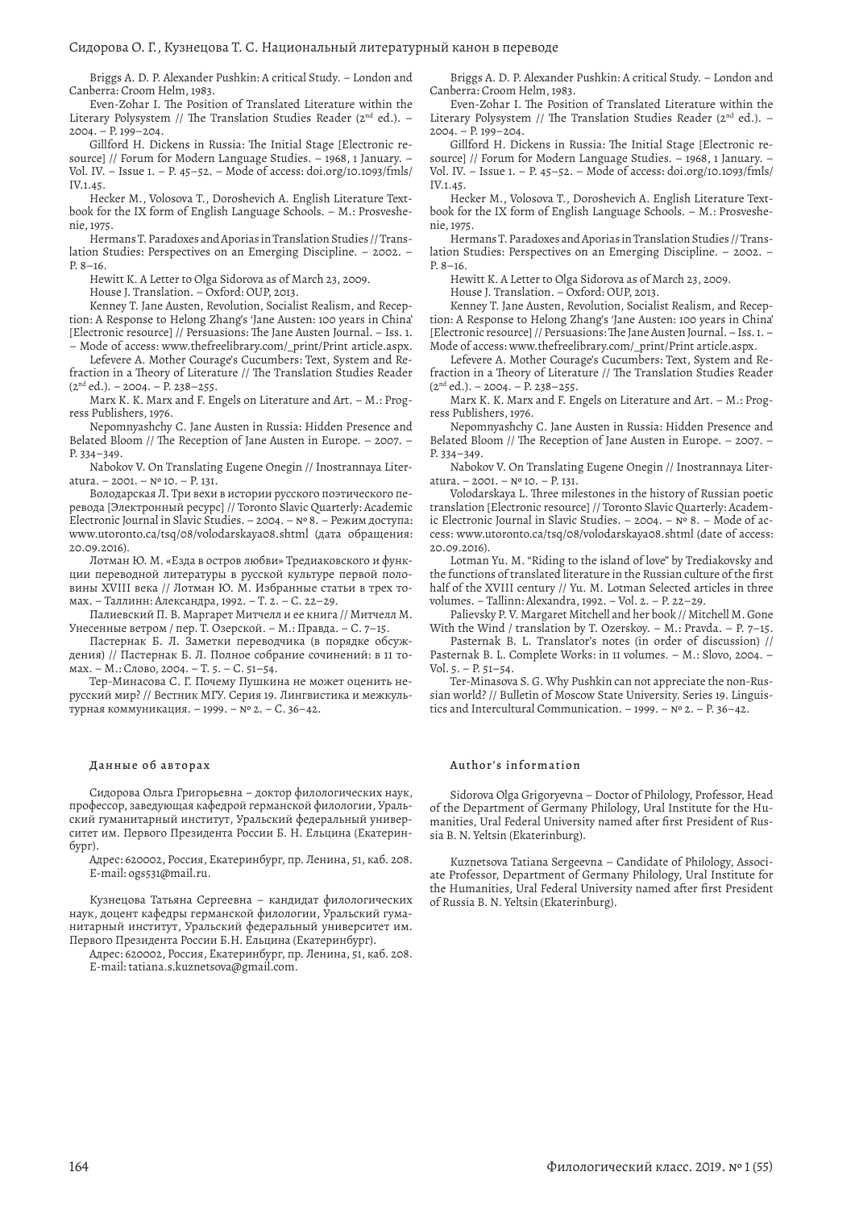Briggs A. D. P. Alexander Pushkin: A critical Study. – London and Canberra: Croom Helm, 1983.

Even-Zohar I. The Position of Translated Literature within the Literary Polysystem // The Translation Studies Reader (2nd ed.). – 2004. – P. 199–204.

Gillford H. Dickens in Russia: The Initial Stage [Electronic resource] // Forum for Modern Language Studies. – 1968, 1 January. – Vol. IV. – Issue 1. – P. 45–52. – Mode of access: doi.org/10.1093/fmls/IV.1.45.

Hecker M., Volosova T., Doroshevich A. English Literature Textbook for the IX form of English Language Schools. – M.: Prosveshenie, 1975.

Hermans T. Paradoxes and Aporias in Translation Studies // Translation Studies: Perspectives on an Emerging Discipline. – 2002. – P. 8–16.

Hewitt K. A Letter to Olga Sidorova as of March 23, 2009.

House J. Translation. – Oxford: OUP, 2013.

Kenney T. Jane Austen, Revolution, Socialist Realism, and Reception: A Response to Helong Zhang's 'Jane Austen: 100 years in China' [Electronic resource] // Persuasions: The Jane Austen Journal. – Iss. 1. – Mode of access: www.thefreelibrary.com/_print/Print article.aspx.

Lefevere A. Mother Courage's Cucumbers: Text, System and Refraction in a Theory of Literature // The Translation Studies Reader (2nd ed.). – 2004. – P. 238–255.

Marx K. K. Marx and F. Engels on Literature and Art. – M.: Progress Publishers, 1976.

Nepomnyashchy C. Jane Austen in Russia: Hidden Presence and Belated Bloom // The Reception of Jane Austen in Europe. – 2007. – P. 334–349.

Nabokov V. On Translating Eugene Onegin // Inostrannaya Literatura. – 2001. – № 10. – P. 131.

Володарская Л. Три вехи в истории русского поэтического перевода [Электронный ресурс] // Toronto Slavic Quarterly: Academic Electronic Journal in Slavic Studies. – 2004. – № 8. – Режим доступа: www.utoronto.ca/tsq/08/volodarskaya08.shtml (дата обращения: 20.09.2016).

Лотман Ю. М. «Езда в остров любви» Тредиаковского и функции переводной литературы в русской культуре первой половины XVIII века // Лотман Ю. М. Избранные статьи в трех томах. – Таллинн: Александра, 1992. – Т. 2. – С. 22–29.

Палиевский П. В. Маргарет Митчелл и ее книга // Митчелл М. Унесенные ветром / пер. Т. Озерской. – М.: Правда. – С. 7–15.

Пастернак Б. Л. Заметки переводчика (в порядке обсуждения) // Пастернак Б. Л. Полное собрание сочинений: в 11 томах. – М.: Слово, 2004. – Т. 5. – С. 51–54.

Тер-Минасова С. Г. Почему Пушкина не может оценить нерусский мир? // Вестник МГУ. Серия 19. Лингвистика и межкультурная коммуникация. – 1999. – № 2. – С. 36–42.

Briggs A. D. P. Alexander Pushkin: A critical Study. – London and Canberra: Croom Helm, 1983.

Even-Zohar I. The Position of Translated Literature within the Literary Polysystem // The Translation Studies Reader (2nd ed.). – 2004. – P. 199–204.

Gillford H. Dickens in Russia: The Initial Stage [Electronic resource] // Forum for Modern Language Studies. – 1968, 1 January. – Vol. IV. – Issue 1. – P. 45–52. – Mode of access: doi.org/10.1093/fmls/IV.1.45.

Hecker M., Volosova T., Doroshevich A. English Literature Textbook for the IX form of English Language Schools. – M.: Prosveshenie, 1975.

Hermans T. Paradoxes and Aporias in Translation Studies // Translation Studies: Perspectives on an Emerging Discipline. – 2002. – P. 8–16.

Hewitt K. A Letter to Olga Sidorova as of March 23, 2009.

House J. Translation. – Oxford: OUP, 2013.

Kenney T. Jane Austen, Revolution, Socialist Realism, and Reception: A Response to Helong Zhang's 'Jane Austen: 100 years in China' [Electronic resource] // Persuasions: The Jane Austen Journal. – Iss. 1. – Mode of access: www.thefreelibrary.com/_print/Print article.aspx.

Lefevere A. Mother Courage's Cucumbers: Text, System and Refraction in a Theory of Literature // The Translation Studies Reader (2nd ed.). – 2004. – P. 238–255.

Marx K. K. Marx and F. Engels on Literature and Art. – M.: Progress Publishers, 1976.

Nepomnyashchy C. Jane Austen in Russia: Hidden Presence and Belated Bloom // The Reception of Jane Austen in Europe. – 2007. – P. 334–349.

Nabokov V. On Translating Eugene Onegin // Inostrannaya Literatura. – 2001. – № 10. – P. 131.

Volodarskaya L. Three milestones in the history of Russian poetic translation [Electronic resource] // Toronto Slavic Quarterly: Academic Electronic Journal in Slavic Studies. – 2004. – № 8. – Mode of access: www.utoronto.ca/tsq/08/volodarskaya08.shtml (date of access: 20.09.2016).

Lotman Yu. M. "Riding to the island of love" by Trediakovsky and the functions of translated literature in the Russian culture of the first half of the XVIII century // Yu. M. Lotman Selected articles in three volumes. – Tallinn: Alexandra, 1992. – Vol. 2. – P. 22–29.

Palievsky P. V. Margaret Mitchell and her book // Mitchell M. Gone With the Wind / translation by T. Ozerskoy. – M.: Pravda. – P. 7–15.

Pasternak B. L. Translator's notes (in order of discussion) // Pasternak B. L. Complete Works: in 11 volumes. – M.: Slovo, 2004. – Vol. 5. – P. 51–54.

Ter-Minasova S. G. Why Pushkin can not appreciate the non-Russian world? // Bulletin of Moscow State University. Series 19. Linguistics and Intercultural Communication. – 1999. – № 2. – P. 36–42.

## Данные об авторах

Сидорова Ольга Григорьевна – доктор филологических наук, профессор, заведующая кафедрой германской филологии, Уральский гуманитарный институт, Уральский федеральный университет им. Первого Президента России Б. Н. Ельцина (Екатеринбург).

Адрес: 620002, Россия, Екатеринбург, пр. Ленина, 51, каб. 208.
E-mail: ogs531@mail.ru.

Кузнецова Татьяна Сергеевна – кандидат филологических наук, доцент кафедры германской филологии, Уральский гуманитарный институт, Уральский федеральный университет им. Первого Президента России Б.Н. Ельцина (Екатеринбург).

Адрес: 620002, Россия, Екатеринбург, пр. Ленина, 51, каб. 208.
E-mail: tatiana.s.kuznetsova@gmail.com.

## Author's information

Sidorova Olga Grigoryevna – Doctor of Philology, Professor, Head of the Department of Germany Philology, Ural Institute for the Humanities, Ural Federal University named after first President of Russia B. N. Yeltsin (Ekaterinburg).

Kuznetsova Tatiana Sergeevna – Candidate of Philology, Associate Professor, Department of Germany Philology, Ural Institute for the Humanities, Ural Federal University named after first President of Russia B. N. Yeltsin (Ekaterinburg).